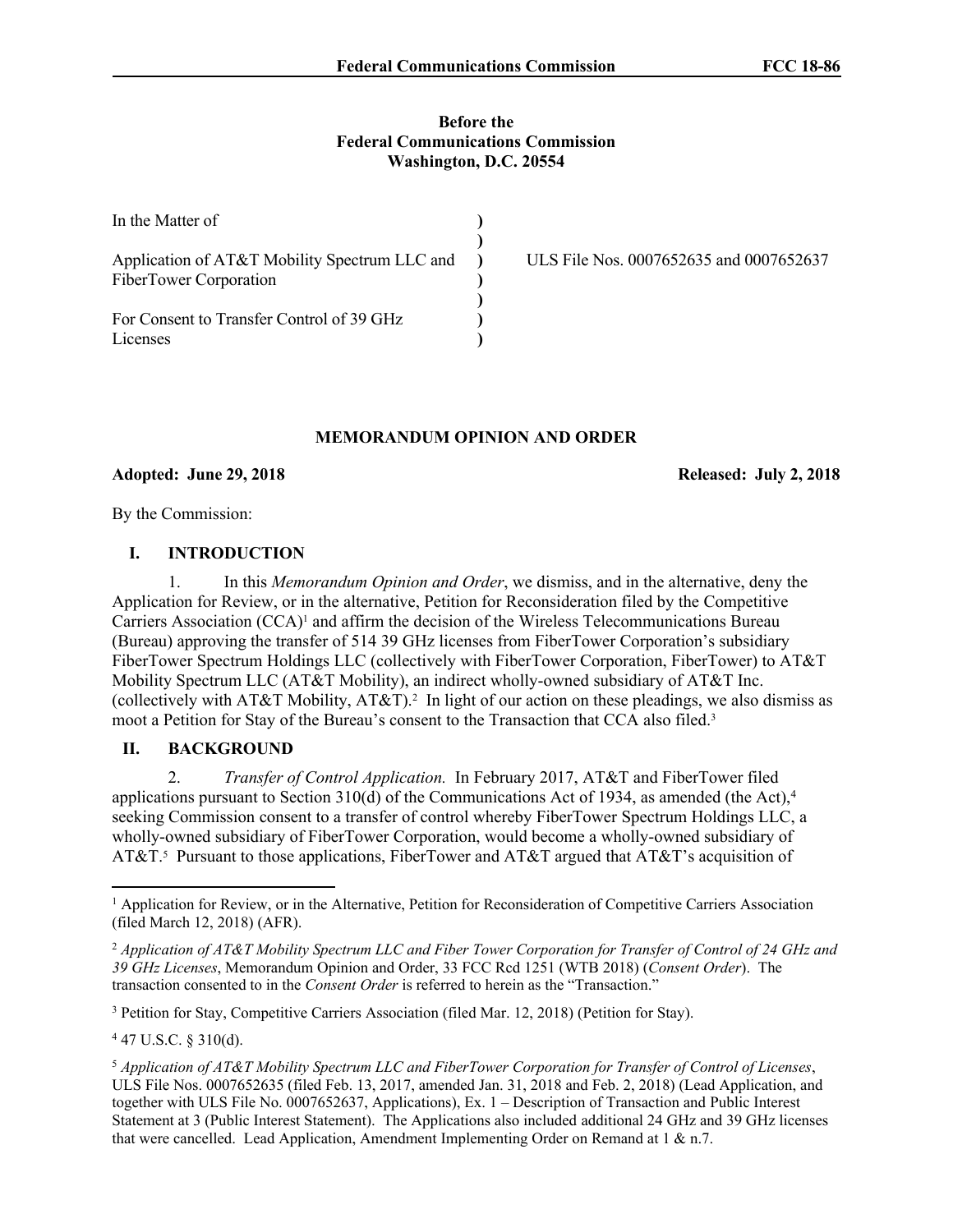**Before the**
**Federal Communications Commission**
**Washington, D.C. 20554**

| | | |
|---|---|---|
| In the Matter of | ) | |
| | ) | |
| Application of AT&T Mobility Spectrum LLC and FiberTower Corporation | ) | ULS File Nos. 0007652635 and 0007652637 |
| | ) | |
| For Consent to Transfer Control of 39 GHz Licenses | ) | |

## MEMORANDUM OPINION AND ORDER

**Adopted: June 29, 2018** **Released: July 2, 2018**

By the Commission:

## I. INTRODUCTION

1. In this *Memorandum Opinion and Order*, we dismiss, and in the alternative, deny the Application for Review, or in the alternative, Petition for Reconsideration filed by the Competitive Carriers Association (CCA)[1] and affirm the decision of the Wireless Telecommunications Bureau (Bureau) approving the transfer of 514 39 GHz licenses from FiberTower Corporation's subsidiary FiberTower Spectrum Holdings LLC (collectively with FiberTower Corporation, FiberTower) to AT&T Mobility Spectrum LLC (AT&T Mobility), an indirect wholly-owned subsidiary of AT&T Inc. (collectively with AT&T Mobility, AT&T).[2] In light of our action on these pleadings, we also dismiss as moot a Petition for Stay of the Bureau's consent to the Transaction that CCA also filed.[3]

## II. BACKGROUND

2. *Transfer of Control Application.* In February 2017, AT&T and FiberTower filed applications pursuant to Section 310(d) of the Communications Act of 1934, as amended (the Act),[4] seeking Commission consent to a transfer of control whereby FiberTower Spectrum Holdings LLC, a wholly-owned subsidiary of FiberTower Corporation, would become a wholly-owned subsidiary of AT&T.[5] Pursuant to those applications, FiberTower and AT&T argued that AT&T's acquisition of

---

[1] Application for Review, or in the Alternative, Petition for Reconsideration of Competitive Carriers Association (filed March 12, 2018) (AFR).

[2] *Application of AT&T Mobility Spectrum LLC and Fiber Tower Corporation for Transfer of Control of 24 GHz and 39 GHz Licenses*, Memorandum Opinion and Order, 33 FCC Rcd 1251 (WTB 2018) (*Consent Order*). The transaction consented to in the *Consent Order* is referred to herein as the "Transaction."

[3] Petition for Stay, Competitive Carriers Association (filed Mar. 12, 2018) (Petition for Stay).

[4] 47 U.S.C. § 310(d).

[5] *Application of AT&T Mobility Spectrum LLC and FiberTower Corporation for Transfer of Control of Licenses*, ULS File Nos. 0007652635 (filed Feb. 13, 2017, amended Jan. 31, 2018 and Feb. 2, 2018) (Lead Application, and together with ULS File No. 0007652637, Applications), Ex. 1 – Description of Transaction and Public Interest Statement at 3 (Public Interest Statement). The Applications also included additional 24 GHz and 39 GHz licenses that were cancelled. Lead Application, Amendment Implementing Order on Remand at 1 & n.7.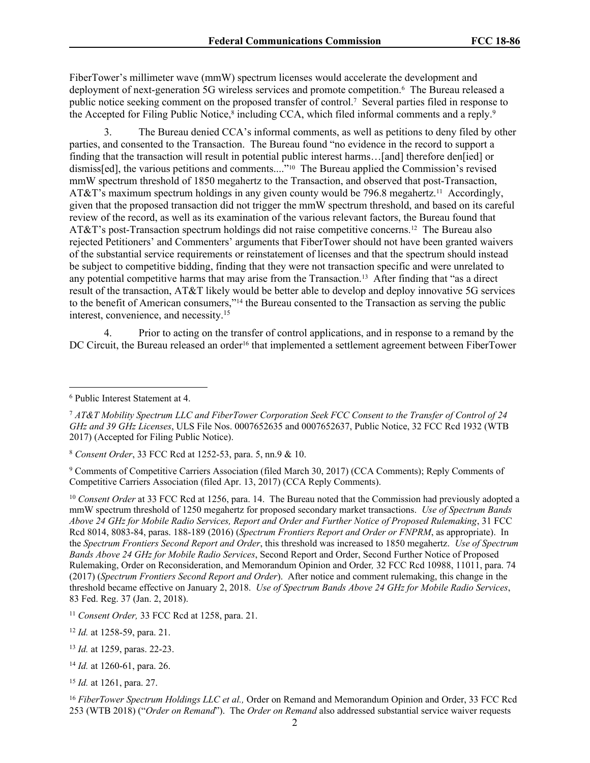FiberTower's millimeter wave (mmW) spectrum licenses would accelerate the development and deployment of next-generation 5G wireless services and promote competition.[6] The Bureau released a public notice seeking comment on the proposed transfer of control.[7] Several parties filed in response to the Accepted for Filing Public Notice,[8] including CCA, which filed informal comments and a reply.[9]

3. The Bureau denied CCA's informal comments, as well as petitions to deny filed by other parties, and consented to the Transaction. The Bureau found "no evidence in the record to support a finding that the transaction will result in potential public interest harms…[and] therefore den[ied] or dismiss[ed], the various petitions and comments...."[10] The Bureau applied the Commission's revised mmW spectrum threshold of 1850 megahertz to the Transaction, and observed that post-Transaction, AT&T's maximum spectrum holdings in any given county would be 796.8 megahertz.[11] Accordingly, given that the proposed transaction did not trigger the mmW spectrum threshold, and based on its careful review of the record, as well as its examination of the various relevant factors, the Bureau found that AT&T's post-Transaction spectrum holdings did not raise competitive concerns.[12] The Bureau also rejected Petitioners' and Commenters' arguments that FiberTower should not have been granted waivers of the substantial service requirements or reinstatement of licenses and that the spectrum should instead be subject to competitive bidding, finding that they were not transaction specific and were unrelated to any potential competitive harms that may arise from the Transaction.[13] After finding that "as a direct result of the transaction, AT&T likely would be better able to develop and deploy innovative 5G services to the benefit of American consumers,"[14] the Bureau consented to the Transaction as serving the public interest, convenience, and necessity.[15]

4. Prior to acting on the transfer of control applications, and in response to a remand by the DC Circuit, the Bureau released an order[16] that implemented a settlement agreement between FiberTower

---

[6] Public Interest Statement at 4.

[7] *AT&T Mobility Spectrum LLC and FiberTower Corporation Seek FCC Consent to the Transfer of Control of 24 GHz and 39 GHz Licenses*, ULS File Nos. 0007652635 and 0007652637, Public Notice, 32 FCC Rcd 1932 (WTB 2017) (Accepted for Filing Public Notice).

[8] *Consent Order*, 33 FCC Rcd at 1252-53, para. 5, nn.9 & 10.

[9] Comments of Competitive Carriers Association (filed March 30, 2017) (CCA Comments); Reply Comments of Competitive Carriers Association (filed Apr. 13, 2017) (CCA Reply Comments).

[10] *Consent Order* at 33 FCC Rcd at 1256, para. 14. The Bureau noted that the Commission had previously adopted a mmW spectrum threshold of 1250 megahertz for proposed secondary market transactions. *Use of Spectrum Bands Above 24 GHz for Mobile Radio Services, Report and Order and Further Notice of Proposed Rulemaking*, 31 FCC Rcd 8014, 8083-84, paras. 188-189 (2016) (*Spectrum Frontiers Report and Order or FNPRM*, as appropriate). In the *Spectrum Frontiers Second Report and Order*, this threshold was increased to 1850 megahertz. *Use of Spectrum Bands Above 24 GHz for Mobile Radio Services*, Second Report and Order, Second Further Notice of Proposed Rulemaking, Order on Reconsideration, and Memorandum Opinion and Order*,* 32 FCC Rcd 10988, 11011, para. 74 (2017) (*Spectrum Frontiers Second Report and Order*). After notice and comment rulemaking, this change in the threshold became effective on January 2, 2018. *Use of Spectrum Bands Above 24 GHz for Mobile Radio Services*, 83 Fed. Reg. 37 (Jan. 2, 2018).

[11] *Consent Order,* 33 FCC Rcd at 1258, para. 21.

[12] *Id.* at 1258-59, para. 21.

[13] *Id.* at 1259, paras. 22-23.

[14] *Id.* at 1260-61, para. 26.

[15] *Id.* at 1261, para. 27.

[16] *FiberTower Spectrum Holdings LLC et al.,* Order on Remand and Memorandum Opinion and Order, 33 FCC Rcd 253 (WTB 2018) ("*Order on Remand*"). The *Order on Remand* also addressed substantial service waiver requests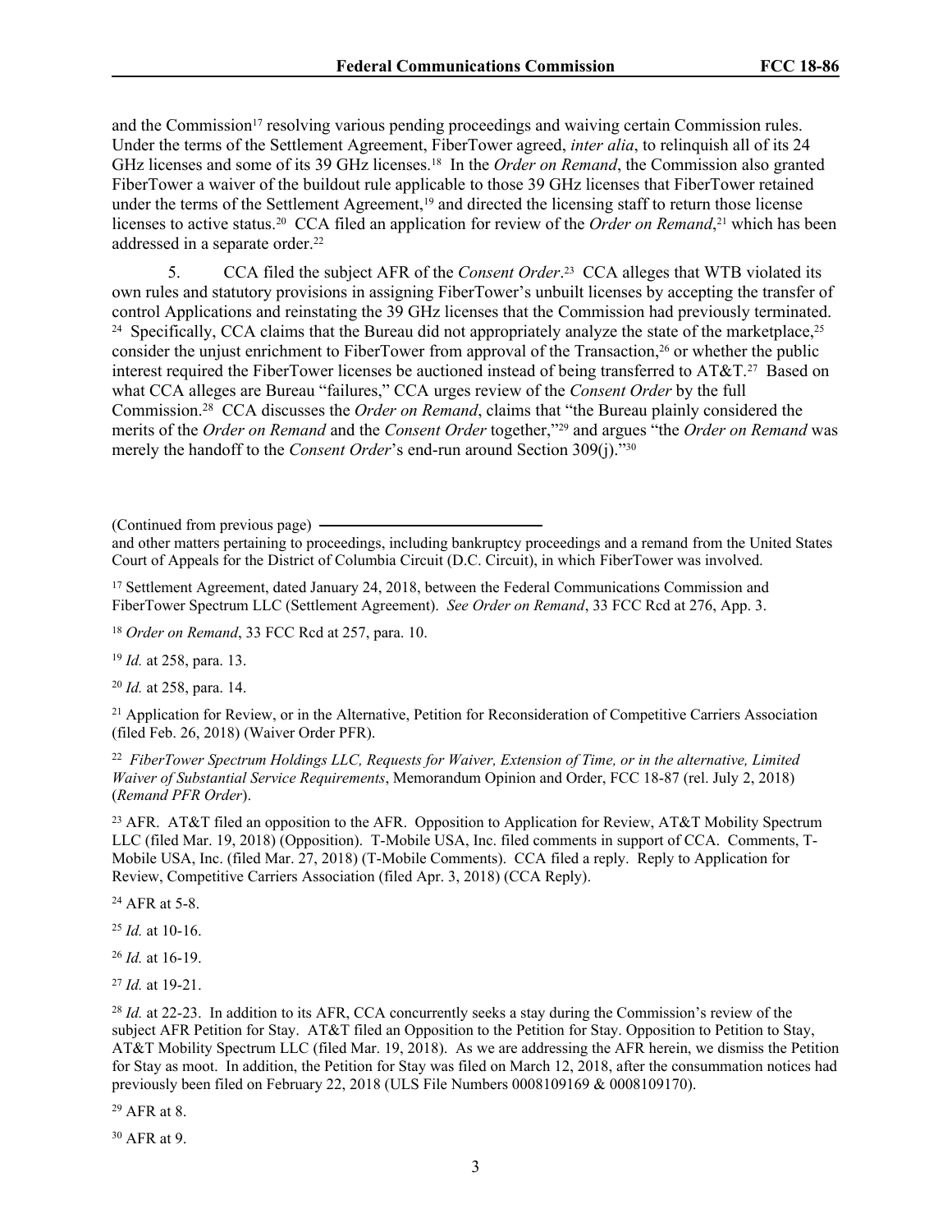and the Commission[17] resolving various pending proceedings and waiving certain Commission rules. Under the terms of the Settlement Agreement, FiberTower agreed, *inter alia*, to relinquish all of its 24 GHz licenses and some of its 39 GHz licenses.[18] In the *Order on Remand*, the Commission also granted FiberTower a waiver of the buildout rule applicable to those 39 GHz licenses that FiberTower retained under the terms of the Settlement Agreement,[19] and directed the licensing staff to return those license licenses to active status.[20] CCA filed an application for review of the *Order on Remand*,[21] which has been addressed in a separate order.[22]

5. CCA filed the subject AFR of the *Consent Order*.[23] CCA alleges that WTB violated its own rules and statutory provisions in assigning FiberTower's unbuilt licenses by accepting the transfer of control Applications and reinstating the 39 GHz licenses that the Commission had previously terminated.[24] Specifically, CCA claims that the Bureau did not appropriately analyze the state of the marketplace,[25] consider the unjust enrichment to FiberTower from approval of the Transaction,[26] or whether the public interest required the FiberTower licenses be auctioned instead of being transferred to AT&T.[27] Based on what CCA alleges are Bureau "failures," CCA urges review of the *Consent Order* by the full Commission.[28] CCA discusses the *Order on Remand*, claims that "the Bureau plainly considered the merits of the *Order on Remand* and the *Consent Order* together,"[29] and argues "the *Order on Remand* was merely the handoff to the *Consent Order*'s end-run around Section 309(j)."[30]

(Continued from previous page) and other matters pertaining to proceedings, including bankruptcy proceedings and a remand from the United States Court of Appeals for the District of Columbia Circuit (D.C. Circuit), in which FiberTower was involved.

[17] Settlement Agreement, dated January 24, 2018, between the Federal Communications Commission and FiberTower Spectrum LLC (Settlement Agreement). *See Order on Remand*, 33 FCC Rcd at 276, App. 3.

[18] *Order on Remand*, 33 FCC Rcd at 257, para. 10.

[19] *Id.* at 258, para. 13.

[20] *Id.* at 258, para. 14.

[21] Application for Review, or in the Alternative, Petition for Reconsideration of Competitive Carriers Association (filed Feb. 26, 2018) (Waiver Order PFR).

[22] *FiberTower Spectrum Holdings LLC, Requests for Waiver, Extension of Time, or in the alternative, Limited Waiver of Substantial Service Requirements*, Memorandum Opinion and Order, FCC 18-87 (rel. July 2, 2018) (*Remand PFR Order*).

[23] AFR. AT&T filed an opposition to the AFR. Opposition to Application for Review, AT&T Mobility Spectrum LLC (filed Mar. 19, 2018) (Opposition). T-Mobile USA, Inc. filed comments in support of CCA. Comments, T-Mobile USA, Inc. (filed Mar. 27, 2018) (T-Mobile Comments). CCA filed a reply. Reply to Application for Review, Competitive Carriers Association (filed Apr. 3, 2018) (CCA Reply).

[24] AFR at 5-8.

[25] *Id.* at 10-16.

[26] *Id.* at 16-19.

[27] *Id.* at 19-21.

[28] *Id.* at 22-23. In addition to its AFR, CCA concurrently seeks a stay during the Commission's review of the subject AFR Petition for Stay. AT&T filed an Opposition to the Petition for Stay. Opposition to Petition to Stay, AT&T Mobility Spectrum LLC (filed Mar. 19, 2018). As we are addressing the AFR herein, we dismiss the Petition for Stay as moot. In addition, the Petition for Stay was filed on March 12, 2018, after the consummation notices had previously been filed on February 22, 2018 (ULS File Numbers 0008109169 & 0008109170).

[29] AFR at 8.

[30] AFR at 9.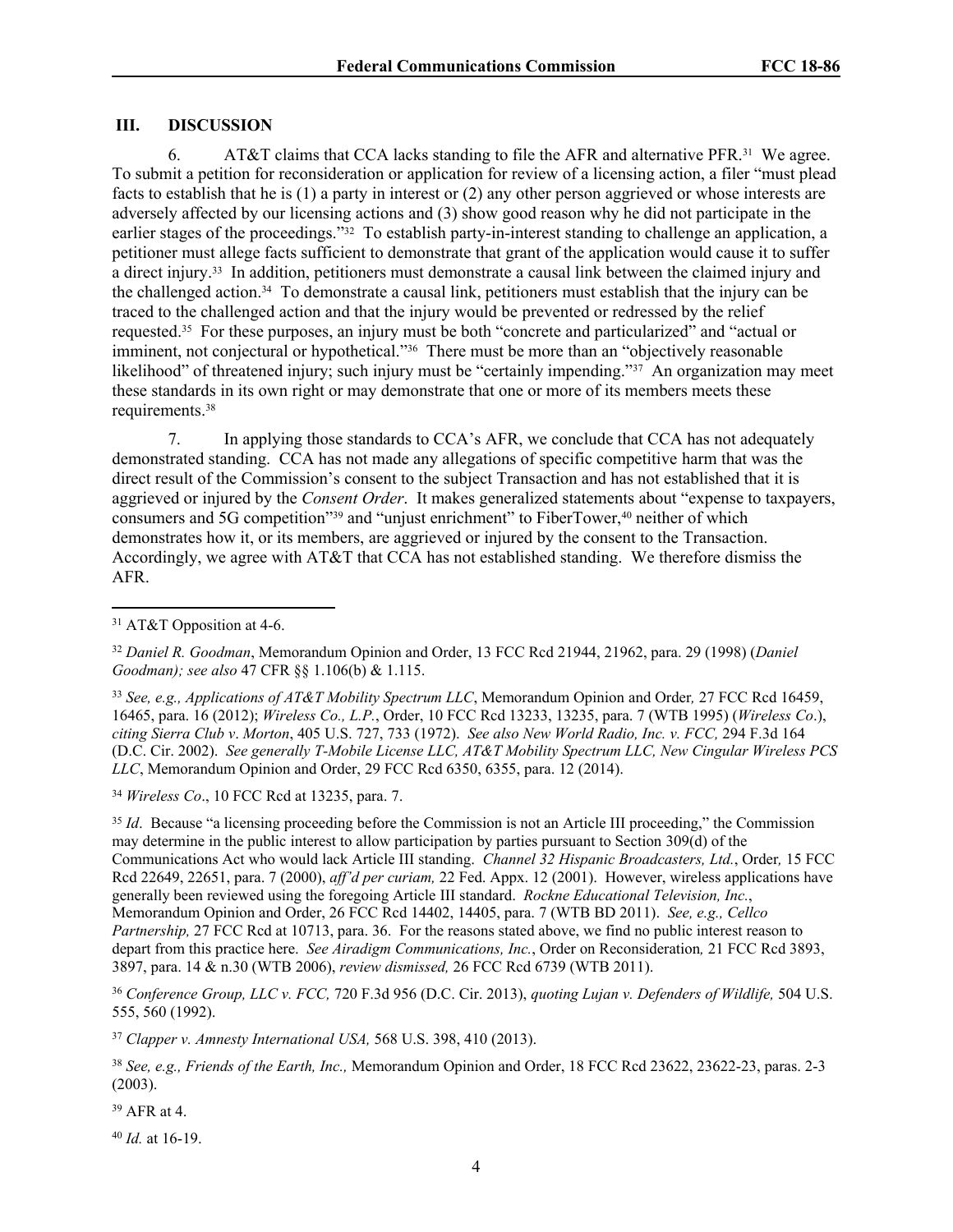## III. DISCUSSION

6. AT&T claims that CCA lacks standing to file the AFR and alternative PFR.[31] We agree. To submit a petition for reconsideration or application for review of a licensing action, a filer "must plead facts to establish that he is (1) a party in interest or (2) any other person aggrieved or whose interests are adversely affected by our licensing actions and (3) show good reason why he did not participate in the earlier stages of the proceedings."[32] To establish party-in-interest standing to challenge an application, a petitioner must allege facts sufficient to demonstrate that grant of the application would cause it to suffer a direct injury.[33] In addition, petitioners must demonstrate a causal link between the claimed injury and the challenged action.[34] To demonstrate a causal link, petitioners must establish that the injury can be traced to the challenged action and that the injury would be prevented or redressed by the relief requested.[35] For these purposes, an injury must be both "concrete and particularized" and "actual or imminent, not conjectural or hypothetical."[36] There must be more than an "objectively reasonable likelihood" of threatened injury; such injury must be "certainly impending."[37] An organization may meet these standards in its own right or may demonstrate that one or more of its members meets these requirements.[38]

7. In applying those standards to CCA's AFR, we conclude that CCA has not adequately demonstrated standing. CCA has not made any allegations of specific competitive harm that was the direct result of the Commission's consent to the subject Transaction and has not established that it is aggrieved or injured by the *Consent Order*. It makes generalized statements about "expense to taxpayers, consumers and 5G competition"[39] and "unjust enrichment" to FiberTower,[40] neither of which demonstrates how it, or its members, are aggrieved or injured by the consent to the Transaction. Accordingly, we agree with AT&T that CCA has not established standing. We therefore dismiss the AFR.

---

[31] AT&T Opposition at 4-6.

[32] *Daniel R. Goodman*, Memorandum Opinion and Order, 13 FCC Rcd 21944, 21962, para. 29 (1998) (*Daniel Goodman); see also* 47 CFR §§ 1.106(b) & 1.115.

[33] *See, e.g., Applications of AT&T Mobility Spectrum LLC*, Memorandum Opinion and Order*,* 27 FCC Rcd 16459, 16465, para. 16 (2012); *Wireless Co., L.P.*, Order, 10 FCC Rcd 13233, 13235, para. 7 (WTB 1995) (*Wireless Co*.), *citing Sierra Club v. Morton*, 405 U.S. 727, 733 (1972). *See also New World Radio, Inc. v. FCC,* 294 F.3d 164 (D.C. Cir. 2002). *See generally T-Mobile License LLC, AT&T Mobility Spectrum LLC, New Cingular Wireless PCS LLC*, Memorandum Opinion and Order, 29 FCC Rcd 6350, 6355, para. 12 (2014).

[34] *Wireless Co*., 10 FCC Rcd at 13235, para. 7.

[35] *Id*. Because "a licensing proceeding before the Commission is not an Article III proceeding," the Commission may determine in the public interest to allow participation by parties pursuant to Section 309(d) of the Communications Act who would lack Article III standing. *Channel 32 Hispanic Broadcasters, Ltd.*, Order*,* 15 FCC Rcd 22649, 22651, para. 7 (2000), *aff'd per curiam,* 22 Fed. Appx. 12 (2001). However, wireless applications have generally been reviewed using the foregoing Article III standard. *Rockne Educational Television, Inc.*, Memorandum Opinion and Order, 26 FCC Rcd 14402, 14405, para. 7 (WTB BD 2011). *See, e.g., Cellco Partnership,* 27 FCC Rcd at 10713, para. 36. For the reasons stated above, we find no public interest reason to depart from this practice here. *See Airadigm Communications, Inc.*, Order on Reconsideration*,* 21 FCC Rcd 3893, 3897, para. 14 & n.30 (WTB 2006), *review dismissed,* 26 FCC Rcd 6739 (WTB 2011).

[36] *Conference Group, LLC v. FCC,* 720 F.3d 956 (D.C. Cir. 2013), *quoting Lujan v. Defenders of Wildlife,* 504 U.S. 555, 560 (1992).

[37] *Clapper v. Amnesty International USA,* 568 U.S. 398, 410 (2013).

[38] *See, e.g., Friends of the Earth, Inc.,* Memorandum Opinion and Order, 18 FCC Rcd 23622, 23622-23, paras. 2-3 (2003).

[39] AFR at 4.

[40] *Id.* at 16-19.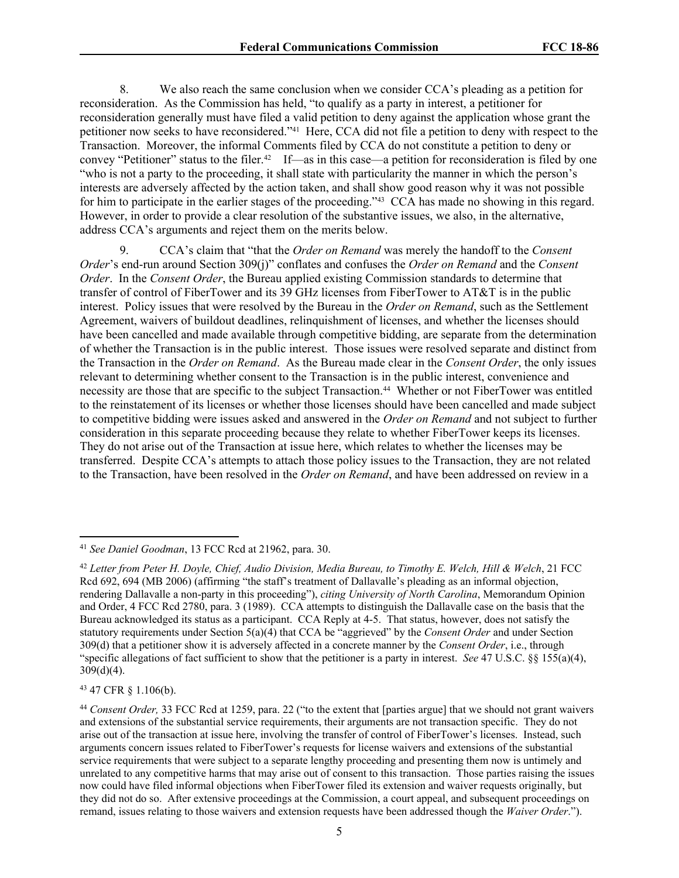8. We also reach the same conclusion when we consider CCA's pleading as a petition for reconsideration. As the Commission has held, "to qualify as a party in interest, a petitioner for reconsideration generally must have filed a valid petition to deny against the application whose grant the petitioner now seeks to have reconsidered."[41] Here, CCA did not file a petition to deny with respect to the Transaction. Moreover, the informal Comments filed by CCA do not constitute a petition to deny or convey "Petitioner" status to the filer.[42] If—as in this case—a petition for reconsideration is filed by one "who is not a party to the proceeding, it shall state with particularity the manner in which the person's interests are adversely affected by the action taken, and shall show good reason why it was not possible for him to participate in the earlier stages of the proceeding."[43] CCA has made no showing in this regard. However, in order to provide a clear resolution of the substantive issues, we also, in the alternative, address CCA's arguments and reject them on the merits below.

9. CCA's claim that "that the *Order on Remand* was merely the handoff to the *Consent Order*'s end-run around Section 309(j)" conflates and confuses the *Order on Remand* and the *Consent Order*. In the *Consent Order*, the Bureau applied existing Commission standards to determine that transfer of control of FiberTower and its 39 GHz licenses from FiberTower to AT&T is in the public interest. Policy issues that were resolved by the Bureau in the *Order on Remand*, such as the Settlement Agreement, waivers of buildout deadlines, relinquishment of licenses, and whether the licenses should have been cancelled and made available through competitive bidding, are separate from the determination of whether the Transaction is in the public interest. Those issues were resolved separate and distinct from the Transaction in the *Order on Remand*. As the Bureau made clear in the *Consent Order*, the only issues relevant to determining whether consent to the Transaction is in the public interest, convenience and necessity are those that are specific to the subject Transaction.[44] Whether or not FiberTower was entitled to the reinstatement of its licenses or whether those licenses should have been cancelled and made subject to competitive bidding were issues asked and answered in the *Order on Remand* and not subject to further consideration in this separate proceeding because they relate to whether FiberTower keeps its licenses. They do not arise out of the Transaction at issue here, which relates to whether the licenses may be transferred. Despite CCA's attempts to attach those policy issues to the Transaction, they are not related to the Transaction, have been resolved in the *Order on Remand*, and have been addressed on review in a

---

[41] *See Daniel Goodman*, 13 FCC Rcd at 21962, para. 30.

[42] *Letter from Peter H. Doyle, Chief, Audio Division, Media Bureau, to Timothy E. Welch, Hill & Welch*, 21 FCC Rcd 692, 694 (MB 2006) (affirming "the staff's treatment of Dallavalle's pleading as an informal objection, rendering Dallavalle a non-party in this proceeding"), *citing University of North Carolina*, Memorandum Opinion and Order, 4 FCC Rcd 2780, para. 3 (1989). CCA attempts to distinguish the Dallavalle case on the basis that the Bureau acknowledged its status as a participant. CCA Reply at 4-5. That status, however, does not satisfy the statutory requirements under Section 5(a)(4) that CCA be "aggrieved" by the *Consent Order* and under Section 309(d) that a petitioner show it is adversely affected in a concrete manner by the *Consent Order*, i.e., through "specific allegations of fact sufficient to show that the petitioner is a party in interest. *See* 47 U.S.C. §§ 155(a)(4), 309(d)(4).

[43] 47 CFR § 1.106(b).

[44] *Consent Order,* 33 FCC Rcd at 1259, para. 22 ("to the extent that [parties argue] that we should not grant waivers and extensions of the substantial service requirements, their arguments are not transaction specific. They do not arise out of the transaction at issue here, involving the transfer of control of FiberTower's licenses. Instead, such arguments concern issues related to FiberTower's requests for license waivers and extensions of the substantial service requirements that were subject to a separate lengthy proceeding and presenting them now is untimely and unrelated to any competitive harms that may arise out of consent to this transaction. Those parties raising the issues now could have filed informal objections when FiberTower filed its extension and waiver requests originally, but they did not do so. After extensive proceedings at the Commission, a court appeal, and subsequent proceedings on remand, issues relating to those waivers and extension requests have been addressed though the *Waiver Order*.").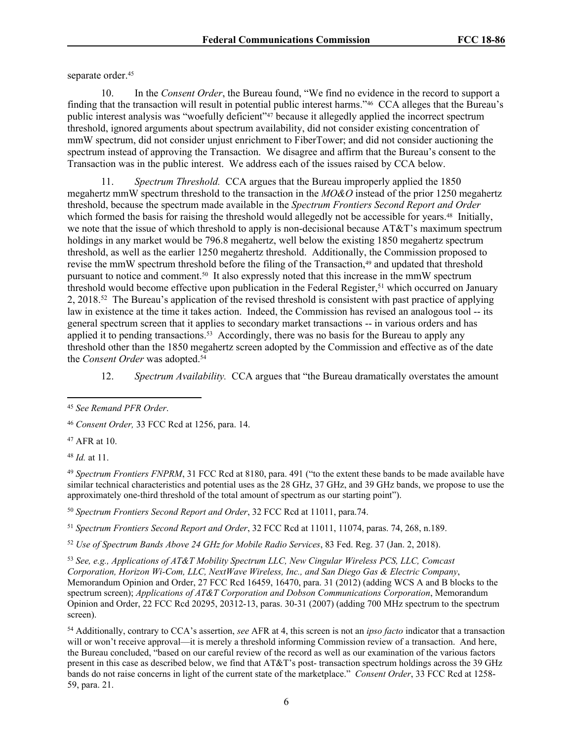separate order.[45]

10. In the *Consent Order*, the Bureau found, "We find no evidence in the record to support a finding that the transaction will result in potential public interest harms."[46] CCA alleges that the Bureau's public interest analysis was "woefully deficient"[47] because it allegedly applied the incorrect spectrum threshold, ignored arguments about spectrum availability, did not consider existing concentration of mmW spectrum, did not consider unjust enrichment to FiberTower; and did not consider auctioning the spectrum instead of approving the Transaction. We disagree and affirm that the Bureau's consent to the Transaction was in the public interest. We address each of the issues raised by CCA below.

11. *Spectrum Threshold.* CCA argues that the Bureau improperly applied the 1850 megahertz mmW spectrum threshold to the transaction in the *MO&O* instead of the prior 1250 megahertz threshold, because the spectrum made available in the *Spectrum Frontiers Second Report and Order* which formed the basis for raising the threshold would allegedly not be accessible for years.[48] Initially, we note that the issue of which threshold to apply is non-decisional because AT&T's maximum spectrum holdings in any market would be 796.8 megahertz, well below the existing 1850 megahertz spectrum threshold, as well as the earlier 1250 megahertz threshold. Additionally, the Commission proposed to revise the mmW spectrum threshold before the filing of the Transaction,[49] and updated that threshold pursuant to notice and comment.[50] It also expressly noted that this increase in the mmW spectrum threshold would become effective upon publication in the Federal Register,[51] which occurred on January 2, 2018.[52] The Bureau's application of the revised threshold is consistent with past practice of applying law in existence at the time it takes action. Indeed, the Commission has revised an analogous tool -- its general spectrum screen that it applies to secondary market transactions -- in various orders and has applied it to pending transactions.[53] Accordingly, there was no basis for the Bureau to apply any threshold other than the 1850 megahertz screen adopted by the Commission and effective as of the date the *Consent Order* was adopted.[54]

12. *Spectrum Availability.* CCA argues that "the Bureau dramatically overstates the amount

---

[45] *See Remand PFR Order*.

[46] *Consent Order,* 33 FCC Rcd at 1256, para. 14.

[47] AFR at 10.

[48] *Id.* at 11.

[49] *Spectrum Frontiers FNPRM*, 31 FCC Rcd at 8180, para. 491 ("to the extent these bands to be made available have similar technical characteristics and potential uses as the 28 GHz, 37 GHz, and 39 GHz bands, we propose to use the approximately one-third threshold of the total amount of spectrum as our starting point").

[50] *Spectrum Frontiers Second Report and Order*, 32 FCC Rcd at 11011, para.74.

[51] *Spectrum Frontiers Second Report and Order*, 32 FCC Rcd at 11011, 11074, paras. 74, 268, n.189.

[52] *Use of Spectrum Bands Above 24 GHz for Mobile Radio Services*, 83 Fed. Reg. 37 (Jan. 2, 2018).

[53] *See, e.g., Applications of AT&T Mobility Spectrum LLC, New Cingular Wireless PCS, LLC, Comcast Corporation, Horizon Wi-Com, LLC, NextWave Wireless, Inc., and San Diego Gas & Electric Company*, Memorandum Opinion and Order, 27 FCC Rcd 16459, 16470, para. 31 (2012) (adding WCS A and B blocks to the spectrum screen); *Applications of AT&T Corporation and Dobson Communications Corporation*, Memorandum Opinion and Order, 22 FCC Rcd 20295, 20312-13, paras. 30-31 (2007) (adding 700 MHz spectrum to the spectrum screen).

[54] Additionally, contrary to CCA's assertion, *see* AFR at 4, this screen is not an *ipso facto* indicator that a transaction will or won't receive approval—it is merely a threshold informing Commission review of a transaction. And here, the Bureau concluded, "based on our careful review of the record as well as our examination of the various factors present in this case as described below, we find that AT&T's post- transaction spectrum holdings across the 39 GHz bands do not raise concerns in light of the current state of the marketplace." *Consent Order*, 33 FCC Rcd at 1258-59, para. 21.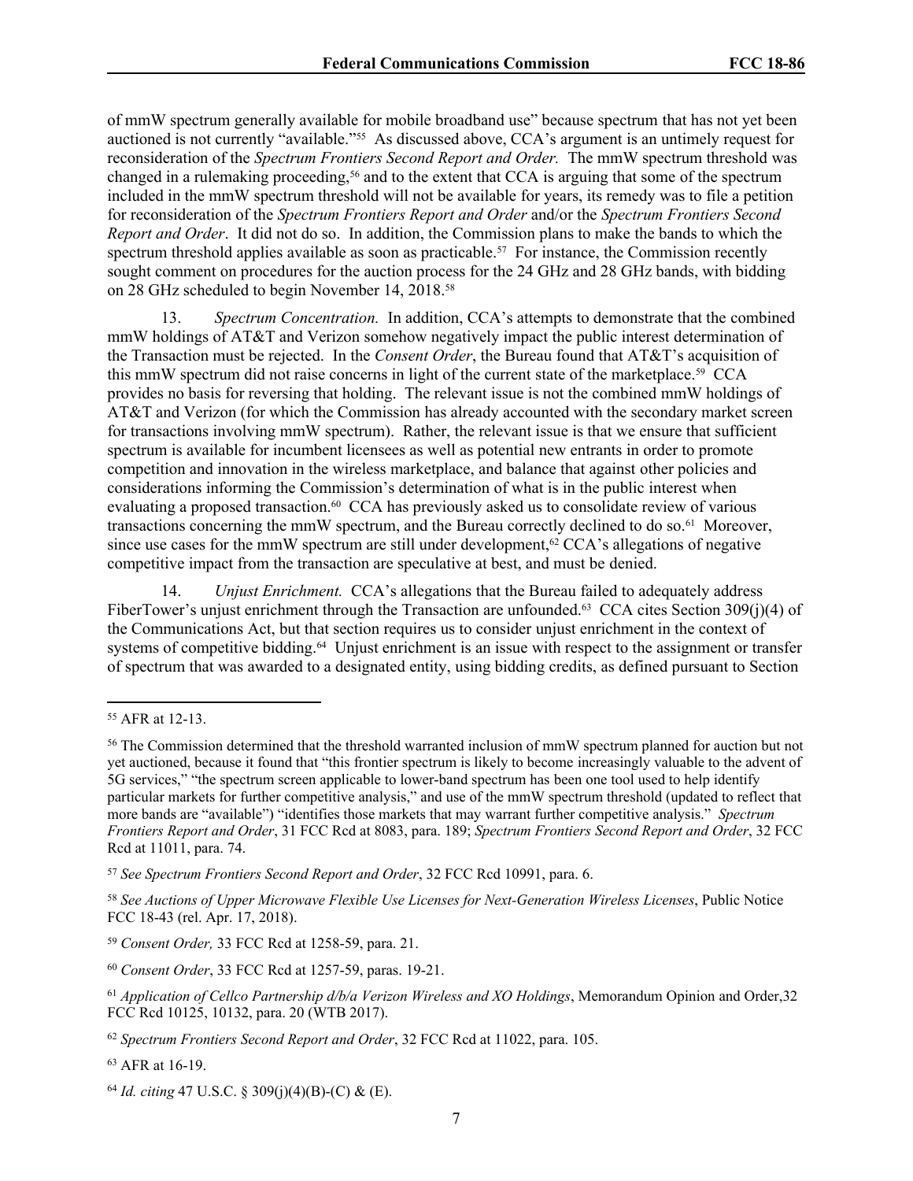of mmW spectrum generally available for mobile broadband use" because spectrum that has not yet been auctioned is not currently "available."[55] As discussed above, CCA's argument is an untimely request for reconsideration of the *Spectrum Frontiers Second Report and Order.* The mmW spectrum threshold was changed in a rulemaking proceeding,[56] and to the extent that CCA is arguing that some of the spectrum included in the mmW spectrum threshold will not be available for years, its remedy was to file a petition for reconsideration of the *Spectrum Frontiers Report and Order* and/or the *Spectrum Frontiers Second Report and Order*. It did not do so. In addition, the Commission plans to make the bands to which the spectrum threshold applies available as soon as practicable.[57] For instance, the Commission recently sought comment on procedures for the auction process for the 24 GHz and 28 GHz bands, with bidding on 28 GHz scheduled to begin November 14, 2018.[58]

13. *Spectrum Concentration.* In addition, CCA's attempts to demonstrate that the combined mmW holdings of AT&T and Verizon somehow negatively impact the public interest determination of the Transaction must be rejected. In the *Consent Order*, the Bureau found that AT&T's acquisition of this mmW spectrum did not raise concerns in light of the current state of the marketplace.[59] CCA provides no basis for reversing that holding. The relevant issue is not the combined mmW holdings of AT&T and Verizon (for which the Commission has already accounted with the secondary market screen for transactions involving mmW spectrum). Rather, the relevant issue is that we ensure that sufficient spectrum is available for incumbent licensees as well as potential new entrants in order to promote competition and innovation in the wireless marketplace, and balance that against other policies and considerations informing the Commission's determination of what is in the public interest when evaluating a proposed transaction.[60] CCA has previously asked us to consolidate review of various transactions concerning the mmW spectrum, and the Bureau correctly declined to do so.[61] Moreover, since use cases for the mmW spectrum are still under development,[62] CCA's allegations of negative competitive impact from the transaction are speculative at best, and must be denied.

14. *Unjust Enrichment.* CCA's allegations that the Bureau failed to adequately address FiberTower's unjust enrichment through the Transaction are unfounded.[63] CCA cites Section 309(j)(4) of the Communications Act, but that section requires us to consider unjust enrichment in the context of systems of competitive bidding.[64] Unjust enrichment is an issue with respect to the assignment or transfer of spectrum that was awarded to a designated entity, using bidding credits, as defined pursuant to Section

---

[55] AFR at 12-13.

[56] The Commission determined that the threshold warranted inclusion of mmW spectrum planned for auction but not yet auctioned, because it found that "this frontier spectrum is likely to become increasingly valuable to the advent of 5G services," "the spectrum screen applicable to lower-band spectrum has been one tool used to help identify particular markets for further competitive analysis," and use of the mmW spectrum threshold (updated to reflect that more bands are "available") "identifies those markets that may warrant further competitive analysis." *Spectrum Frontiers Report and Order*, 31 FCC Rcd at 8083, para. 189; *Spectrum Frontiers Second Report and Order*, 32 FCC Rcd at 11011, para. 74.

[57] *See Spectrum Frontiers Second Report and Order*, 32 FCC Rcd 10991, para. 6.

[58] *See Auctions of Upper Microwave Flexible Use Licenses for Next-Generation Wireless Licenses*, Public Notice FCC 18-43 (rel. Apr. 17, 2018).

[59] *Consent Order,* 33 FCC Rcd at 1258-59, para. 21.

[60] *Consent Order*, 33 FCC Rcd at 1257-59, paras. 19-21.

[61] *Application of Cellco Partnership d/b/a Verizon Wireless and XO Holdings*, Memorandum Opinion and Order,32 FCC Rcd 10125, 10132, para. 20 (WTB 2017).

[62] *Spectrum Frontiers Second Report and Order*, 32 FCC Rcd at 11022, para. 105.

[63] AFR at 16-19.

[64] *Id. citing* 47 U.S.C. § 309(j)(4)(B)-(C) & (E).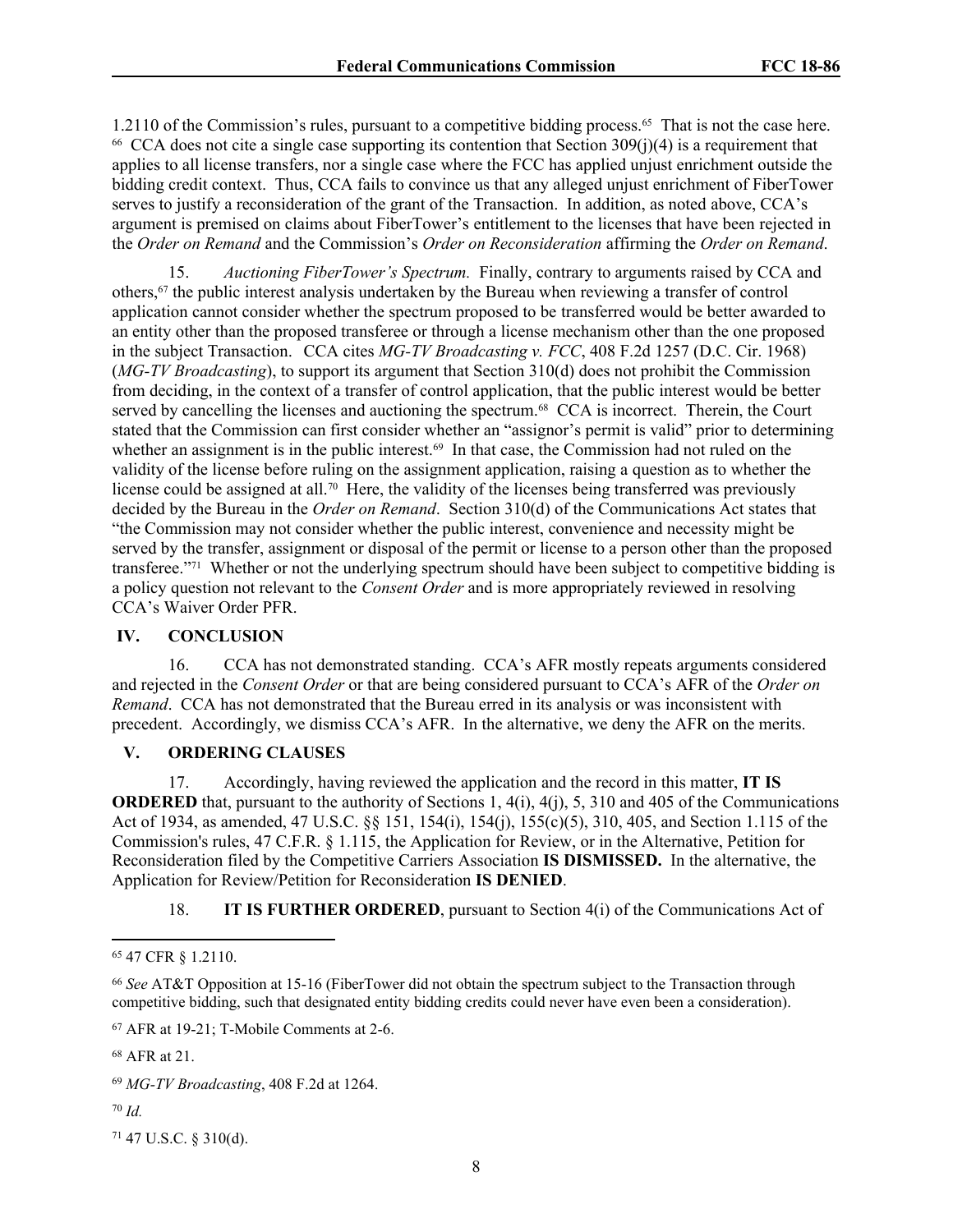1.2110 of the Commission's rules, pursuant to a competitive bidding process.[65] That is not the case here.[66] CCA does not cite a single case supporting its contention that Section 309(j)(4) is a requirement that applies to all license transfers, nor a single case where the FCC has applied unjust enrichment outside the bidding credit context. Thus, CCA fails to convince us that any alleged unjust enrichment of FiberTower serves to justify a reconsideration of the grant of the Transaction. In addition, as noted above, CCA's argument is premised on claims about FiberTower's entitlement to the licenses that have been rejected in the *Order on Remand* and the Commission's *Order on Reconsideration* affirming the *Order on Remand*.

15. *Auctioning FiberTower's Spectrum.* Finally, contrary to arguments raised by CCA and others,[67] the public interest analysis undertaken by the Bureau when reviewing a transfer of control application cannot consider whether the spectrum proposed to be transferred would be better awarded to an entity other than the proposed transferee or through a license mechanism other than the one proposed in the subject Transaction. CCA cites *MG-TV Broadcasting v. FCC*, 408 F.2d 1257 (D.C. Cir. 1968) (*MG-TV Broadcasting*), to support its argument that Section 310(d) does not prohibit the Commission from deciding, in the context of a transfer of control application, that the public interest would be better served by cancelling the licenses and auctioning the spectrum.[68] CCA is incorrect. Therein, the Court stated that the Commission can first consider whether an "assignor's permit is valid" prior to determining whether an assignment is in the public interest.[69] In that case, the Commission had not ruled on the validity of the license before ruling on the assignment application, raising a question as to whether the license could be assigned at all.[70] Here, the validity of the licenses being transferred was previously decided by the Bureau in the *Order on Remand*. Section 310(d) of the Communications Act states that "the Commission may not consider whether the public interest, convenience and necessity might be served by the transfer, assignment or disposal of the permit or license to a person other than the proposed transferee."[71] Whether or not the underlying spectrum should have been subject to competitive bidding is a policy question not relevant to the *Consent Order* and is more appropriately reviewed in resolving CCA's Waiver Order PFR.

## IV. CONCLUSION

16. CCA has not demonstrated standing. CCA's AFR mostly repeats arguments considered and rejected in the *Consent Order* or that are being considered pursuant to CCA's AFR of the *Order on Remand*. CCA has not demonstrated that the Bureau erred in its analysis or was inconsistent with precedent. Accordingly, we dismiss CCA's AFR. In the alternative, we deny the AFR on the merits.

## V. ORDERING CLAUSES

17. Accordingly, having reviewed the application and the record in this matter, **IT IS ORDERED** that, pursuant to the authority of Sections 1, 4(i), 4(j), 5, 310 and 405 of the Communications Act of 1934, as amended, 47 U.S.C. §§ 151, 154(i), 154(j), 155(c)(5), 310, 405, and Section 1.115 of the Commission's rules, 47 C.F.R. § 1.115, the Application for Review, or in the Alternative, Petition for Reconsideration filed by the Competitive Carriers Association **IS DISMISSED.** In the alternative, the Application for Review/Petition for Reconsideration **IS DENIED**.

18. **IT IS FURTHER ORDERED**, pursuant to Section 4(i) of the Communications Act of

---

[65] 47 CFR § 1.2110.

[66] *See* AT&T Opposition at 15-16 (FiberTower did not obtain the spectrum subject to the Transaction through competitive bidding, such that designated entity bidding credits could never have even been a consideration).

[67] AFR at 19-21; T-Mobile Comments at 2-6.

[68] AFR at 21.

[69] *MG-TV Broadcasting*, 408 F.2d at 1264.

[70] *Id.*

[71] 47 U.S.C. § 310(d).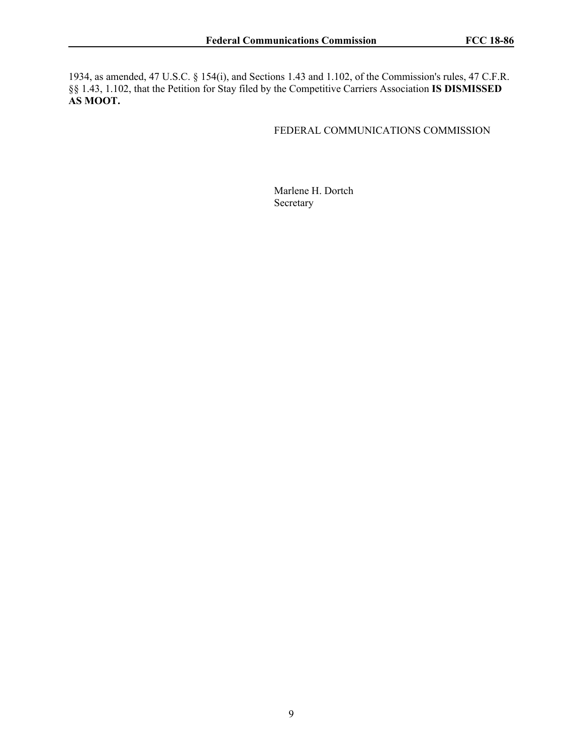1934, as amended, 47 U.S.C. § 154(i), and Sections 1.43 and 1.102, of the Commission's rules, 47 C.F.R. §§ 1.43, 1.102, that the Petition for Stay filed by the Competitive Carriers Association **IS DISMISSED AS MOOT.**

FEDERAL COMMUNICATIONS COMMISSION

Marlene H. Dortch
Secretary